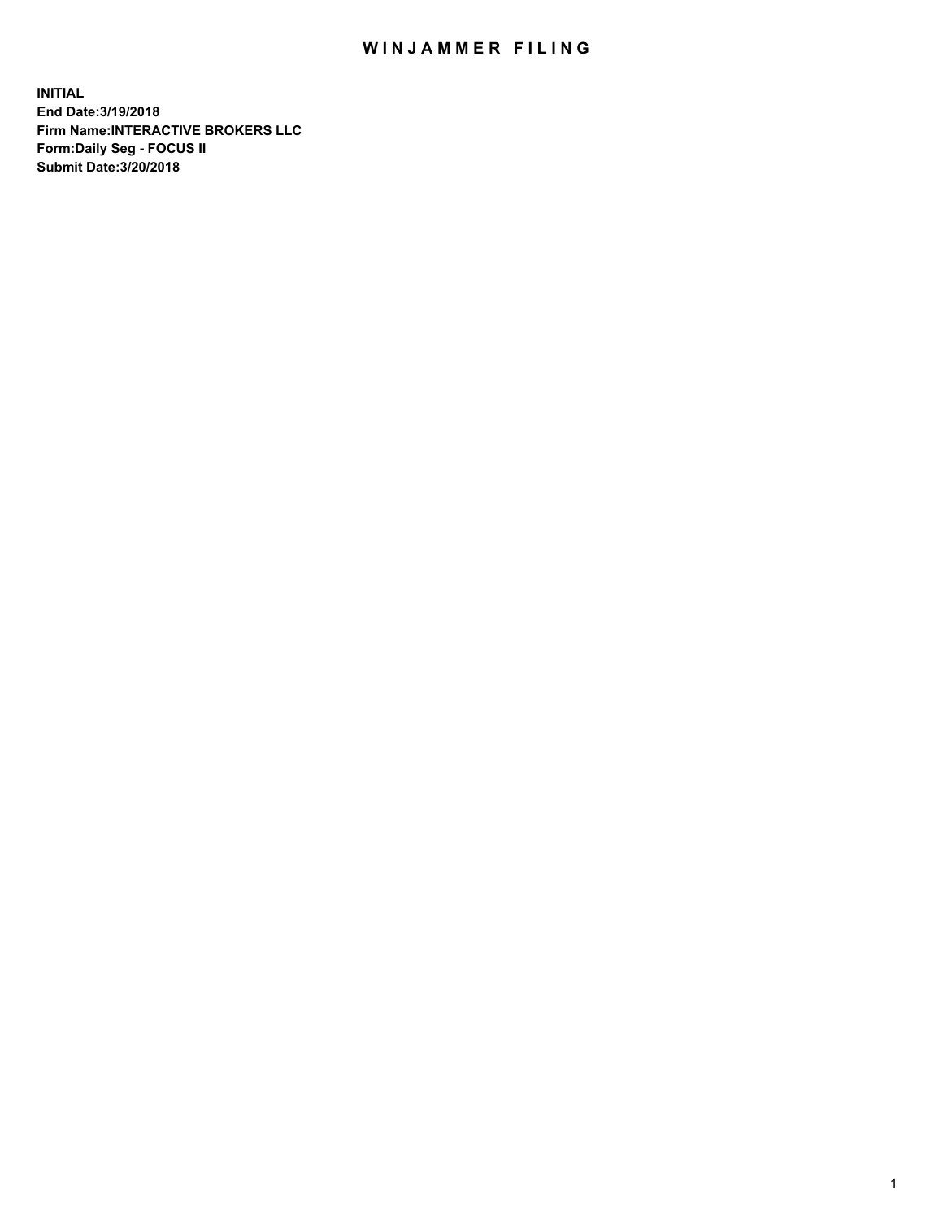# WINJAMMER FILING

**INITIAL**
**End Date:3/19/2018**
**Firm Name:INTERACTIVE BROKERS LLC**
**Form:Daily Seg - FOCUS II**
**Submit Date:3/20/2018**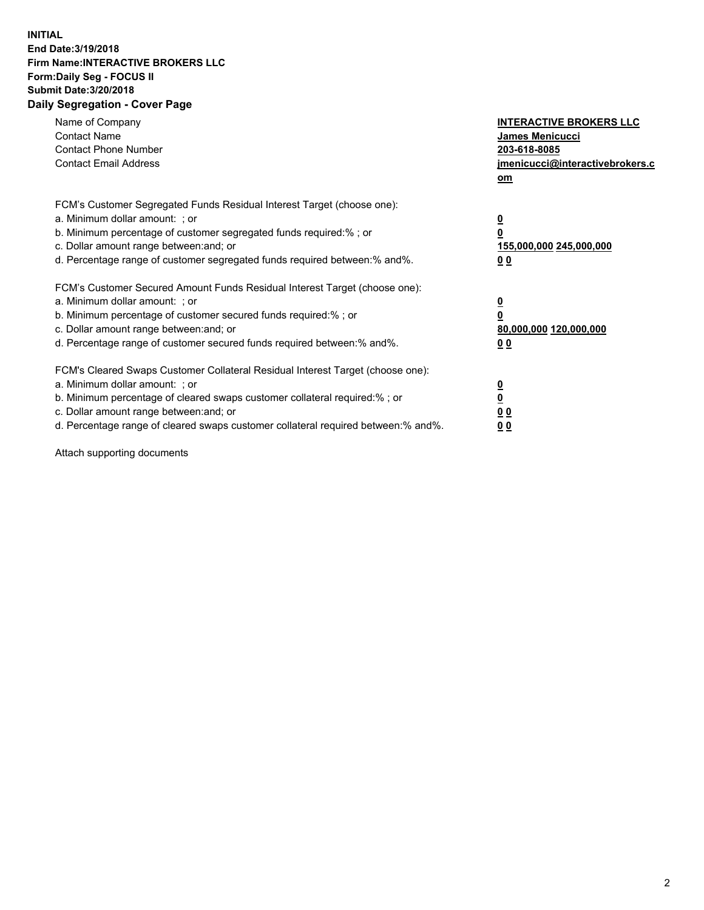**INITIAL**
**End Date:3/19/2018**
**Firm Name:INTERACTIVE BROKERS LLC**
**Form:Daily Seg - FOCUS II**
**Submit Date:3/20/2018**
**Daily Segregation - Cover Page**

| | |
|---|---|
| Name of Company | **INTERACTIVE BROKERS LLC** |
| Contact Name | **James Menicucci** |
| Contact Phone Number | **203-618-8085** |
| Contact Email Address | **jmenicucci@interactivebrokers.com** |

FCM's Customer Segregated Funds Residual Interest Target (choose one):

| | |
|---|---|
| a. Minimum dollar amount: ; or | **0** |
| b. Minimum percentage of customer segregated funds required:% ; or | **0** |
| c. Dollar amount range between:and; or | **155,000,000 245,000,000** |
| d. Percentage range of customer segregated funds required between:% and%. | **0 0** |

FCM's Customer Secured Amount Funds Residual Interest Target (choose one):

| | |
|---|---|
| a. Minimum dollar amount: ; or | **0** |
| b. Minimum percentage of customer secured funds required:% ; or | **0** |
| c. Dollar amount range between:and; or | **80,000,000 120,000,000** |
| d. Percentage range of customer secured funds required between:% and%. | **0 0** |

FCM's Cleared Swaps Customer Collateral Residual Interest Target (choose one):

| | |
|---|---|
| a. Minimum dollar amount: ; or | **0** |
| b. Minimum percentage of cleared swaps customer collateral required:% ; or | **0** |
| c. Dollar amount range between:and; or | **0 0** |
| d. Percentage range of cleared swaps customer collateral required between:% and%. | **0 0** |

Attach supporting documents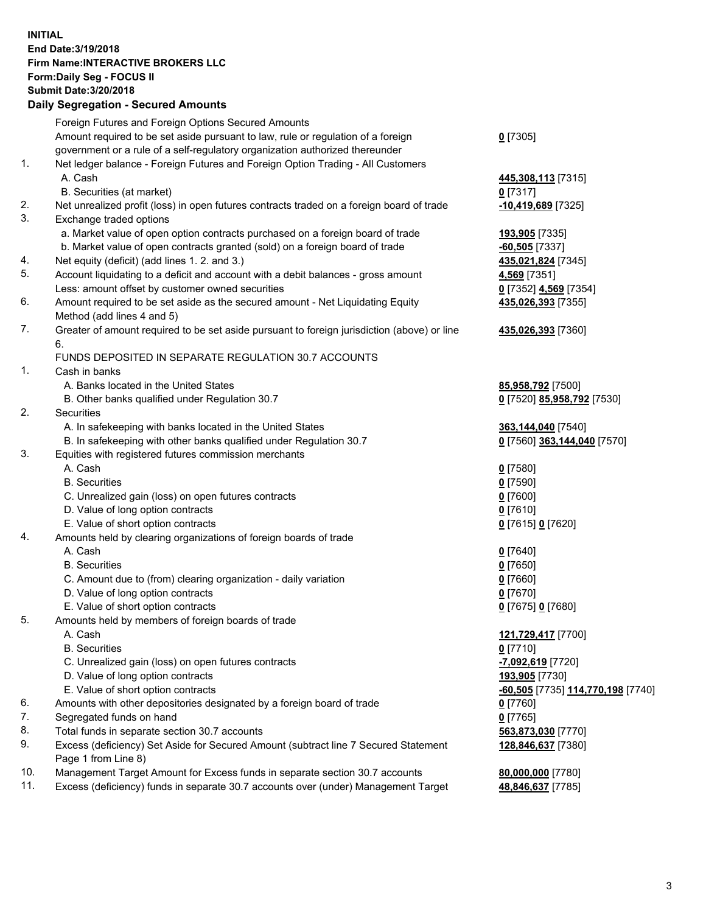**INITIAL**
**End Date:3/19/2018**
**Firm Name:INTERACTIVE BROKERS LLC**
**Form:Daily Seg - FOCUS II**
**Submit Date:3/20/2018**
**Daily Segregation - Secured Amounts**

| | | |
|---|---|---|
| | Foreign Futures and Foreign Options Secured Amounts | |
| | Amount required to be set aside pursuant to law, rule or regulation of a foreign government or a rule of a self-regulatory organization authorized thereunder | **0** [7305] |
| 1. | Net ledger balance - Foreign Futures and Foreign Option Trading - All Customers | |
| | A. Cash | **445,308,113** [7315] |
| | B. Securities (at market) | **0** [7317] |
| 2. | Net unrealized profit (loss) in open futures contracts traded on a foreign board of trade | **-10,419,689** [7325] |
| 3. | Exchange traded options | |
| | a. Market value of open option contracts purchased on a foreign board of trade | **193,905** [7335] |
| | b. Market value of open contracts granted (sold) on a foreign board of trade | **-60,505** [7337] |
| 4. | Net equity (deficit) (add lines 1. 2. and 3.) | **435,021,824** [7345] |
| 5. | Account liquidating to a deficit and account with a debit balances - gross amount | **4,569** [7351] |
| | Less: amount offset by customer owned securities | **0** [7352] **4,569** [7354] |
| 6. | Amount required to be set aside as the secured amount - Net Liquidating Equity Method (add lines 4 and 5) | **435,026,393** [7355] |
| 7. | Greater of amount required to be set aside pursuant to foreign jurisdiction (above) or line 6. | **435,026,393** [7360] |
| | FUNDS DEPOSITED IN SEPARATE REGULATION 30.7 ACCOUNTS | |
| 1. | Cash in banks | |
| | A. Banks located in the United States | **85,958,792** [7500] |
| | B. Other banks qualified under Regulation 30.7 | **0** [7520] **85,958,792** [7530] |
| 2. | Securities | |
| | A. In safekeeping with banks located in the United States | **363,144,040** [7540] |
| | B. In safekeeping with other banks qualified under Regulation 30.7 | **0** [7560] **363,144,040** [7570] |
| 3. | Equities with registered futures commission merchants | |
| | A. Cash | **0** [7580] |
| | B. Securities | **0** [7590] |
| | C. Unrealized gain (loss) on open futures contracts | **0** [7600] |
| | D. Value of long option contracts | **0** [7610] |
| | E. Value of short option contracts | **0** [7615] **0** [7620] |
| 4. | Amounts held by clearing organizations of foreign boards of trade | |
| | A. Cash | **0** [7640] |
| | B. Securities | **0** [7650] |
| | C. Amount due to (from) clearing organization - daily variation | **0** [7660] |
| | D. Value of long option contracts | **0** [7670] |
| | E. Value of short option contracts | **0** [7675] **0** [7680] |
| 5. | Amounts held by members of foreign boards of trade | |
| | A. Cash | **121,729,417** [7700] |
| | B. Securities | **0** [7710] |
| | C. Unrealized gain (loss) on open futures contracts | **-7,092,619** [7720] |
| | D. Value of long option contracts | **193,905** [7730] |
| | E. Value of short option contracts | **-60,505** [7735] **114,770,198** [7740] |
| 6. | Amounts with other depositories designated by a foreign board of trade | **0** [7760] |
| 7. | Segregated funds on hand | **0** [7765] |
| 8. | Total funds in separate section 30.7 accounts | **563,873,030** [7770] |
| 9. | Excess (deficiency) Set Aside for Secured Amount (subtract line 7 Secured Statement Page 1 from Line 8) | **128,846,637** [7380] |
| 10. | Management Target Amount for Excess funds in separate section 30.7 accounts | **80,000,000** [7780] |
| 11. | Excess (deficiency) funds in separate 30.7 accounts over (under) Management Target | **48,846,637** [7785] |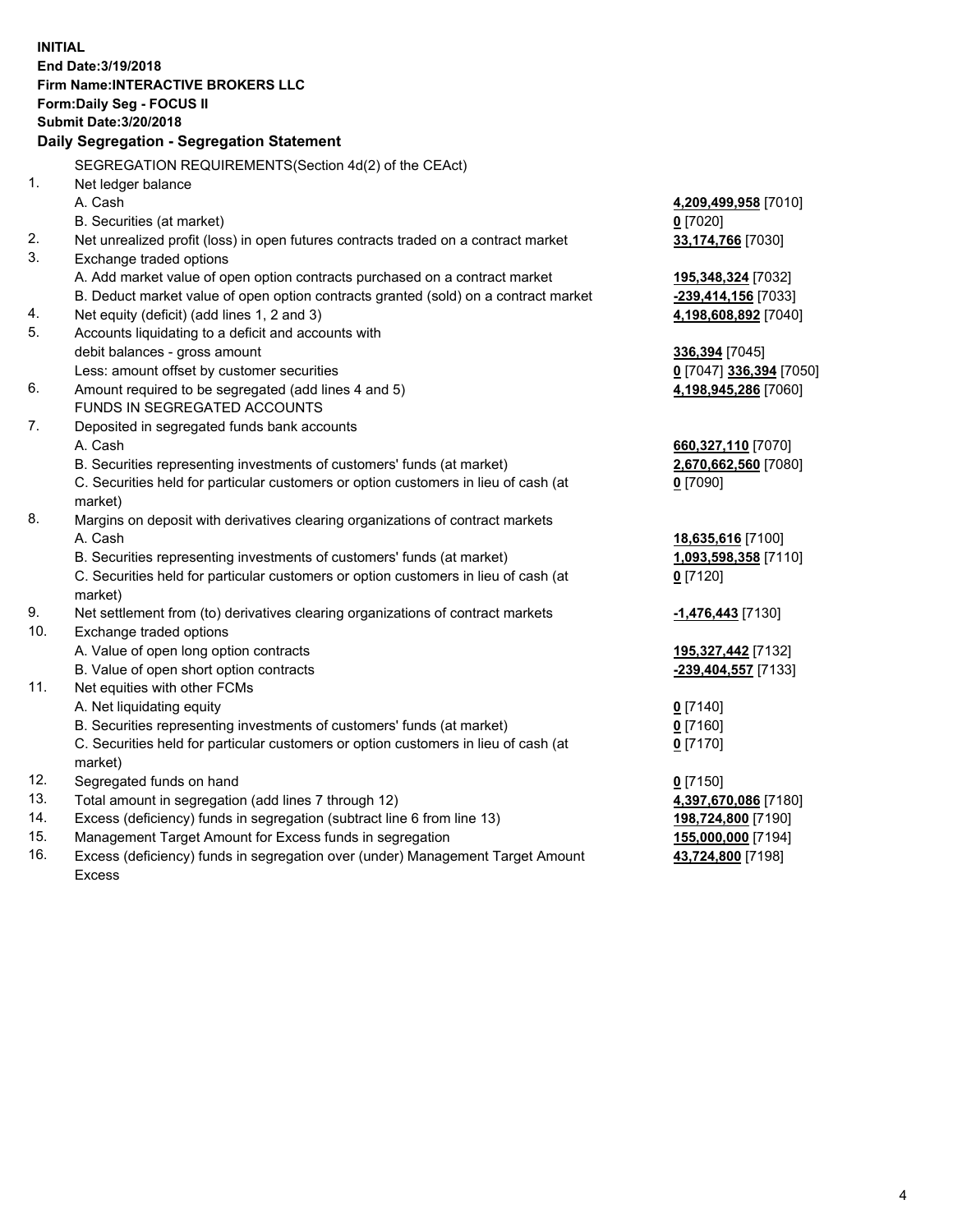**INITIAL**
**End Date:3/19/2018**
**Firm Name:INTERACTIVE BROKERS LLC**
**Form:Daily Seg - FOCUS II**
**Submit Date:3/20/2018**

**Daily Segregation - Segregation Statement**

SEGREGATION REQUIREMENTS(Section 4d(2) of the CEAct)

| | | |
|---|---|---|
| 1. | Net ledger balance | |
| | A. Cash | **4,209,499,958** [7010] |
| | B. Securities (at market) | **0** [7020] |
| 2. | Net unrealized profit (loss) in open futures contracts traded on a contract market | **33,174,766** [7030] |
| 3. | Exchange traded options | |
| | A. Add market value of open option contracts purchased on a contract market | **195,348,324** [7032] |
| | B. Deduct market value of open option contracts granted (sold) on a contract market | **-239,414,156** [7033] |
| 4. | Net equity (deficit) (add lines 1, 2 and 3) | **4,198,608,892** [7040] |
| 5. | Accounts liquidating to a deficit and accounts with debit balances - gross amount | **336,394** [7045] |
| | Less: amount offset by customer securities | **0** [7047] **336,394** [7050] |
| 6. | Amount required to be segregated (add lines 4 and 5) | **4,198,945,286** [7060] |
| | FUNDS IN SEGREGATED ACCOUNTS | |
| 7. | Deposited in segregated funds bank accounts | |
| | A. Cash | **660,327,110** [7070] |
| | B. Securities representing investments of customers' funds (at market) | **2,670,662,560** [7080] |
| | C. Securities held for particular customers or option customers in lieu of cash (at market) | **0** [7090] |
| 8. | Margins on deposit with derivatives clearing organizations of contract markets | |
| | A. Cash | **18,635,616** [7100] |
| | B. Securities representing investments of customers' funds (at market) | **1,093,598,358** [7110] |
| | C. Securities held for particular customers or option customers in lieu of cash (at market) | **0** [7120] |
| 9. | Net settlement from (to) derivatives clearing organizations of contract markets | **-1,476,443** [7130] |
| 10. | Exchange traded options | |
| | A. Value of open long option contracts | **195,327,442** [7132] |
| | B. Value of open short option contracts | **-239,404,557** [7133] |
| 11. | Net equities with other FCMs | |
| | A. Net liquidating equity | **0** [7140] |
| | B. Securities representing investments of customers' funds (at market) | **0** [7160] |
| | C. Securities held for particular customers or option customers in lieu of cash (at market) | **0** [7170] |
| 12. | Segregated funds on hand | **0** [7150] |
| 13. | Total amount in segregation (add lines 7 through 12) | **4,397,670,086** [7180] |
| 14. | Excess (deficiency) funds in segregation (subtract line 6 from line 13) | **198,724,800** [7190] |
| 15. | Management Target Amount for Excess funds in segregation | **155,000,000** [7194] |
| 16. | Excess (deficiency) funds in segregation over (under) Management Target Amount Excess | **43,724,800** [7198] |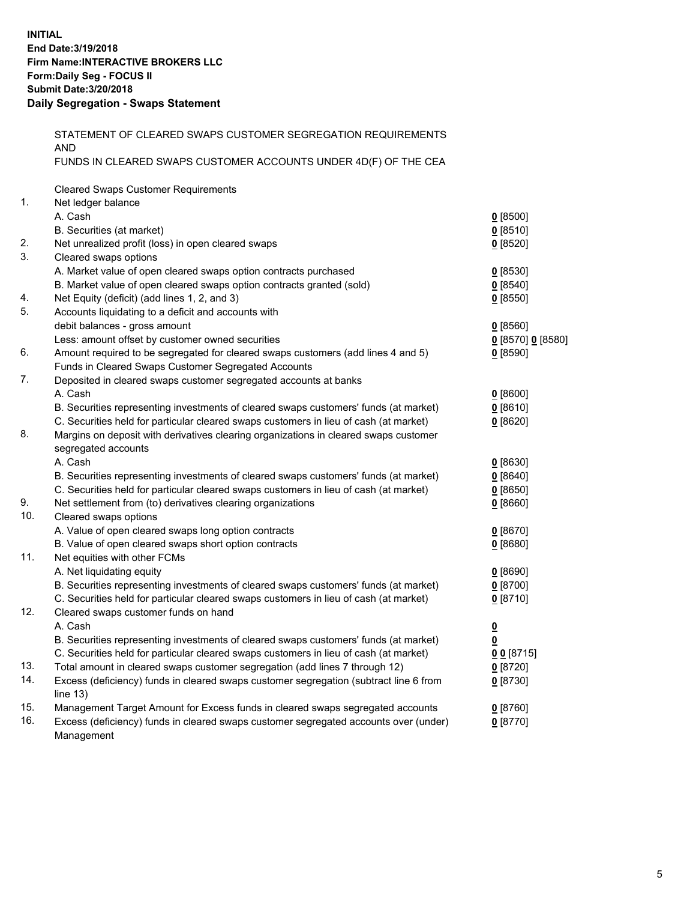**INITIAL**
**End Date:3/19/2018**
**Firm Name:INTERACTIVE BROKERS LLC**
**Form:Daily Seg - FOCUS II**
**Submit Date:3/20/2018**
**Daily Segregation - Swaps Statement**

STATEMENT OF CLEARED SWAPS CUSTOMER SEGREGATION REQUIREMENTS
AND
FUNDS IN CLEARED SWAPS CUSTOMER ACCOUNTS UNDER 4D(F) OF THE CEA

| | | |
|---|---|---|
| | Cleared Swaps Customer Requirements | |
| 1. | Net ledger balance | |
| | A. Cash | 0 [8500] |
| | B. Securities (at market) | 0 [8510] |
| 2. | Net unrealized profit (loss) in open cleared swaps | 0 [8520] |
| 3. | Cleared swaps options | |
| | A. Market value of open cleared swaps option contracts purchased | 0 [8530] |
| | B. Market value of open cleared swaps option contracts granted (sold) | 0 [8540] |
| 4. | Net Equity (deficit) (add lines 1, 2, and 3) | 0 [8550] |
| 5. | Accounts liquidating to a deficit and accounts with | |
| | debit balances - gross amount | 0 [8560] |
| | Less: amount offset by customer owned securities | 0 [8570] 0 [8580] |
| 6. | Amount required to be segregated for cleared swaps customers (add lines 4 and 5) | 0 [8590] |
| | Funds in Cleared Swaps Customer Segregated Accounts | |
| 7. | Deposited in cleared swaps customer segregated accounts at banks | |
| | A. Cash | 0 [8600] |
| | B. Securities representing investments of cleared swaps customers' funds (at market) | 0 [8610] |
| | C. Securities held for particular cleared swaps customers in lieu of cash (at market) | 0 [8620] |
| 8. | Margins on deposit with derivatives clearing organizations in cleared swaps customer segregated accounts | |
| | A. Cash | 0 [8630] |
| | B. Securities representing investments of cleared swaps customers' funds (at market) | 0 [8640] |
| | C. Securities held for particular cleared swaps customers in lieu of cash (at market) | 0 [8650] |
| 9. | Net settlement from (to) derivatives clearing organizations | 0 [8660] |
| 10. | Cleared swaps options | |
| | A. Value of open cleared swaps long option contracts | 0 [8670] |
| | B. Value of open cleared swaps short option contracts | 0 [8680] |
| 11. | Net equities with other FCMs | |
| | A. Net liquidating equity | 0 [8690] |
| | B. Securities representing investments of cleared swaps customers' funds (at market) | 0 [8700] |
| | C. Securities held for particular cleared swaps customers in lieu of cash (at market) | 0 [8710] |
| 12. | Cleared swaps customer funds on hand | |
| | A. Cash | 0 |
| | B. Securities representing investments of cleared swaps customers' funds (at market) | 0 |
| | C. Securities held for particular cleared swaps customers in lieu of cash (at market) | 0 0 [8715] |
| 13. | Total amount in cleared swaps customer segregation (add lines 7 through 12) | 0 [8720] |
| 14. | Excess (deficiency) funds in cleared swaps customer segregation (subtract line 6 from line 13) | 0 [8730] |
| 15. | Management Target Amount for Excess funds in cleared swaps segregated accounts | 0 [8760] |
| 16. | Excess (deficiency) funds in cleared swaps customer segregated accounts over (under) Management | 0 [8770] |